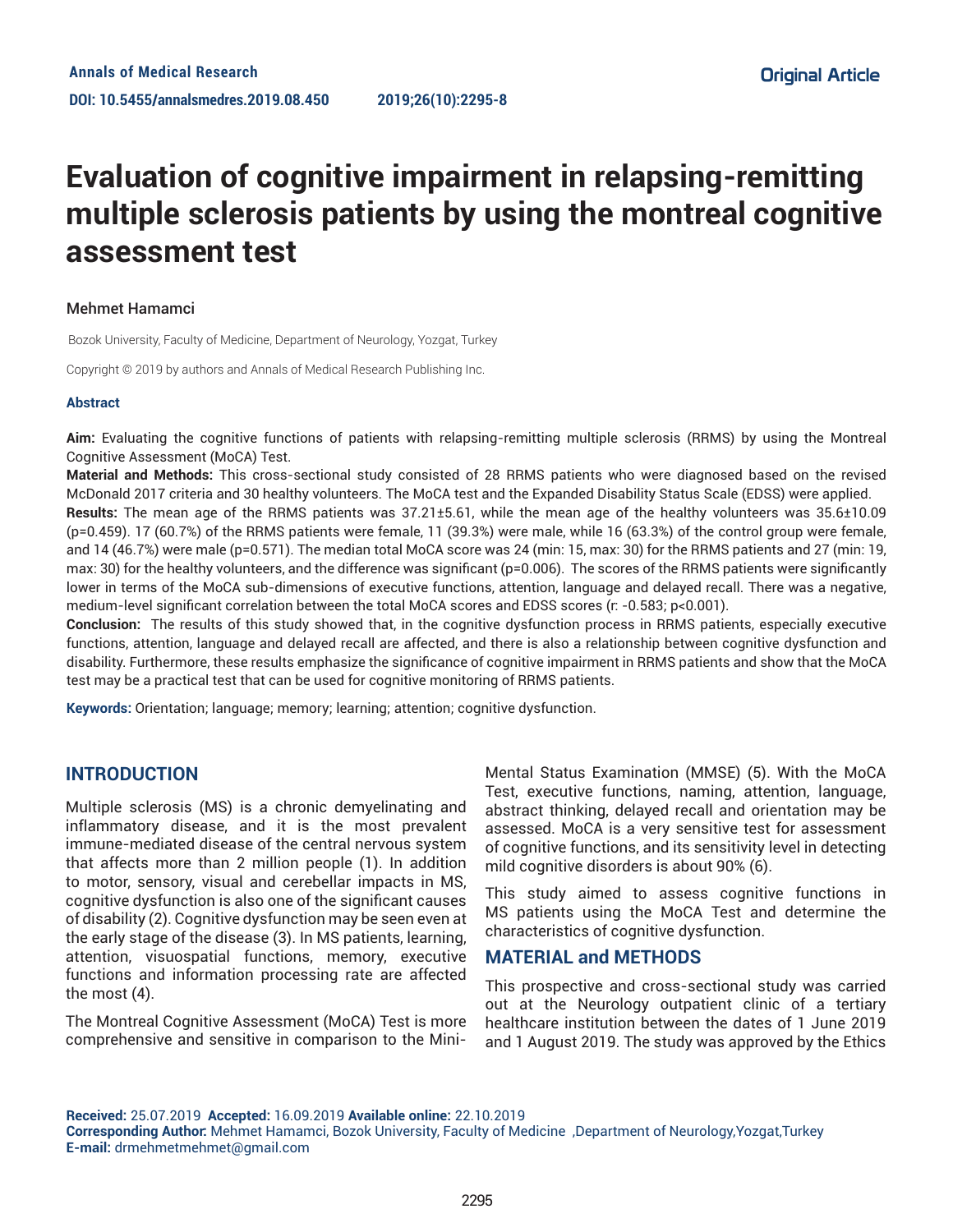Annals of Medical Research

DOI: 10.5455/annalsmedres.2019.08.450

Original Article

# Evaluation of cognitive impairment in relapsing-remitting multiple sclerosis patients by using the montreal cognitive assessment test

Mehmet Hamamci

Bozok University, Faculty of Medicine, Department of Neurology, Yozgat, Turkey

Copyright © 2019 by authors and Annals of Medical Research Publishing Inc.

### Abstract

**Aim:** Evaluating the cognitive functions of patients with relapsing-remitting multiple sclerosis (RRMS) by using the Montreal Cognitive Assessment (MoCA) Test.

**Material and Methods:** This cross-sectional study consisted of 28 RRMS patients who were diagnosed based on the revised McDonald 2017 criteria and 30 healthy volunteers. The MoCA test and the Expanded Disability Status Scale (EDSS) were applied.

**Results:** The mean age of the RRMS patients was 37.21±5.61, while the mean age of the healthy volunteers was 35.6±10.09 (p=0.459). 17 (60.7%) of the RRMS patients were female, 11 (39.3%) were male, while 16 (63.3%) of the control group were female, and 14 (46.7%) were male (p=0.571). The median total MoCA score was 24 (min: 15, max: 30) for the RRMS patients and 27 (min: 19, max: 30) for the healthy volunteers, and the difference was significant (p=0.006). The scores of the RRMS patients were significantly lower in terms of the MoCA sub-dimensions of executive functions, attention, language and delayed recall. There was a negative, medium-level significant correlation between the total MoCA scores and EDSS scores (r: -0.583; p<0.001).

**Conclusion:** The results of this study showed that, in the cognitive dysfunction process in RRMS patients, especially executive functions, attention, language and delayed recall are affected, and there is also a relationship between cognitive dysfunction and disability. Furthermore, these results emphasize the significance of cognitive impairment in RRMS patients and show that the MoCA test may be a practical test that can be used for cognitive monitoring of RRMS patients.

**Keywords:** Orientation; language; memory; learning; attention; cognitive dysfunction.

## INTRODUCTION

Multiple sclerosis (MS) is a chronic demyelinating and inflammatory disease, and it is the most prevalent immune-mediated disease of the central nervous system that affects more than 2 million people (1). In addition to motor, sensory, visual and cerebellar impacts in MS, cognitive dysfunction is also one of the significant causes of disability (2). Cognitive dysfunction may be seen even at the early stage of the disease (3). In MS patients, learning, attention, visuospatial functions, memory, executive functions and information processing rate are affected the most (4).

The Montreal Cognitive Assessment (MoCA) Test is more comprehensive and sensitive in comparison to the Mini-Mental Status Examination (MMSE) (5). With the MoCA Test, executive functions, naming, attention, language, abstract thinking, delayed recall and orientation may be assessed. MoCA is a very sensitive test for assessment of cognitive functions, and its sensitivity level in detecting mild cognitive disorders is about 90% (6).

This study aimed to assess cognitive functions in MS patients using the MoCA Test and determine the characteristics of cognitive dysfunction.

## MATERIAL and METHODS

This prospective and cross-sectional study was carried out at the Neurology outpatient clinic of a tertiary healthcare institution between the dates of 1 June 2019 and 1 August 2019. The study was approved by the Ethics

**Received:** 25.07.2019 **Accepted:** 16.09.2019 **Available online:** 22.10.2019
**Corresponding Author:** Mehmet Hamamci, Bozok University, Faculty of Medicine ,Department of Neurology,Yozgat,Turkey
**E-mail:** drmehmetmehmet@gmail.com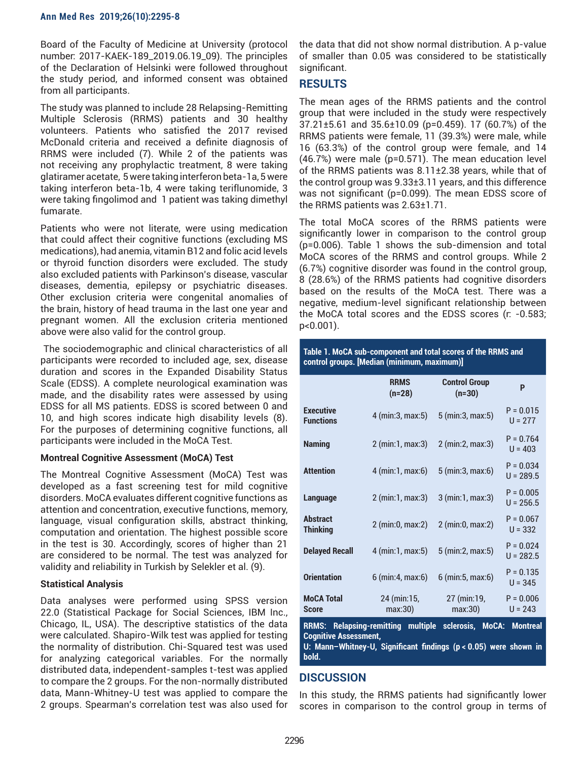Board of the Faculty of Medicine at University (protocol number: 2017-KAEK-189_2019.06.19_09). The principles of the Declaration of Helsinki were followed throughout the study period, and informed consent was obtained from all participants.

The study was planned to include 28 Relapsing-Remitting Multiple Sclerosis (RRMS) patients and 30 healthy volunteers. Patients who satisfied the 2017 revised McDonald criteria and received a definite diagnosis of RRMS were included (7). While 2 of the patients was not receiving any prophylactic treatment, 8 were taking glatiramer acetate, 5 were taking interferon beta-1a, 5 were taking interferon beta-1b, 4 were taking teriflunomide, 3 were taking fingolimod and 1 patient was taking dimethyl fumarate.

Patients who were not literate, were using medication that could affect their cognitive functions (excluding MS medications), had anemia, vitamin B12 and folic acid levels or thyroid function disorders were excluded. The study also excluded patients with Parkinson's disease, vascular diseases, dementia, epilepsy or psychiatric diseases. Other exclusion criteria were congenital anomalies of the brain, history of head trauma in the last one year and pregnant women. All the exclusion criteria mentioned above were also valid for the control group.

The sociodemographic and clinical characteristics of all participants were recorded to included age, sex, disease duration and scores in the Expanded Disability Status Scale (EDSS). A complete neurological examination was made, and the disability rates were assessed by using EDSS for all MS patients. EDSS is scored between 0 and 10, and high scores indicate high disability levels (8). For the purposes of determining cognitive functions, all participants were included in the MoCA Test.

### Montreal Cognitive Assessment (MoCA) Test

The Montreal Cognitive Assessment (MoCA) Test was developed as a fast screening test for mild cognitive disorders. MoCA evaluates different cognitive functions as attention and concentration, executive functions, memory, language, visual configuration skills, abstract thinking, computation and orientation. The highest possible score in the test is 30. Accordingly, scores of higher than 21 are considered to be normal. The test was analyzed for validity and reliability in Turkish by Selekler et al. (9).

### Statistical Analysis

Data analyses were performed using SPSS version 22.0 (Statistical Package for Social Sciences, IBM Inc., Chicago, IL, USA). The descriptive statistics of the data were calculated. Shapiro-Wilk test was applied for testing the normality of distribution. Chi-Squared test was used for analyzing categorical variables. For the normally distributed data, independent-samples t-test was applied to compare the 2 groups. For the non-normally distributed data, Mann-Whitney-U test was applied to compare the 2 groups. Spearman's correlation test was also used for the data that did not show normal distribution. A p-value of smaller than 0.05 was considered to be statistically significant.

## RESULTS

The mean ages of the RRMS patients and the control group that were included in the study were respectively 37.21±5.61 and 35.6±10.09 (p=0.459). 17 (60.7%) of the RRMS patients were female, 11 (39.3%) were male, while 16 (63.3%) of the control group were female, and 14 (46.7%) were male (p=0.571). The mean education level of the RRMS patients was 8.11±2.38 years, while that of the control group was 9.33±3.11 years, and this difference was not significant (p=0.099). The mean EDSS score of the RRMS patients was 2.63±1.71.

The total MoCA scores of the RRMS patients were significantly lower in comparison to the control group (p=0.006). Table 1 shows the sub-dimension and total MoCA scores of the RRMS and control groups. While 2 (6.7%) cognitive disorder was found in the control group, 8 (28.6%) of the RRMS patients had cognitive disorders based on the results of the MoCA test. There was a negative, medium-level significant relationship between the MoCA total scores and the EDSS scores (r: -0.583; p<0.001).

**Table 1. MoCA sub-component and total scores of the RRMS and control groups. [Median (minimum, maximum)]**

| | RRMS (n=28) | Control Group (n=30) | P |
|---|---|---|---|
| Executive Functions | 4 (min:3, max:5) | 5 (min:3, max:5) | P = 0.015 U = 277 |
| Naming | 2 (min:1, max:3) | 2 (min:2, max:3) | P = 0.764 U = 403 |
| Attention | 4 (min:1, max:6) | 5 (min:3, max:6) | P = 0.034 U = 289.5 |
| Language | 2 (min:1, max:3) | 3 (min:1, max:3) | P = 0.005 U = 256.5 |
| Abstract Thinking | 2 (min:0, max:2) | 2 (min:0, max:2) | P = 0.067 U = 332 |
| Delayed Recall | 4 (min:1, max:5) | 5 (min:2, max:5) | P = 0.024 U = 282.5 |
| Orientation | 6 (min:4, max:6) | 6 (min:5, max:6) | P = 0.135 U = 345 |
| MoCA Total Score | 24 (min:15, max:30) | 27 (min:19, max:30) | P = 0.006 U = 243 |

RRMS: Relapsing-remitting multiple sclerosis, MoCA: Montreal Cognitive Assessment,
U: Mann–Whitney-U, Significant findings (p < 0.05) were shown in bold.

## DISCUSSION

In this study, the RRMS patients had significantly lower scores in comparison to the control group in terms of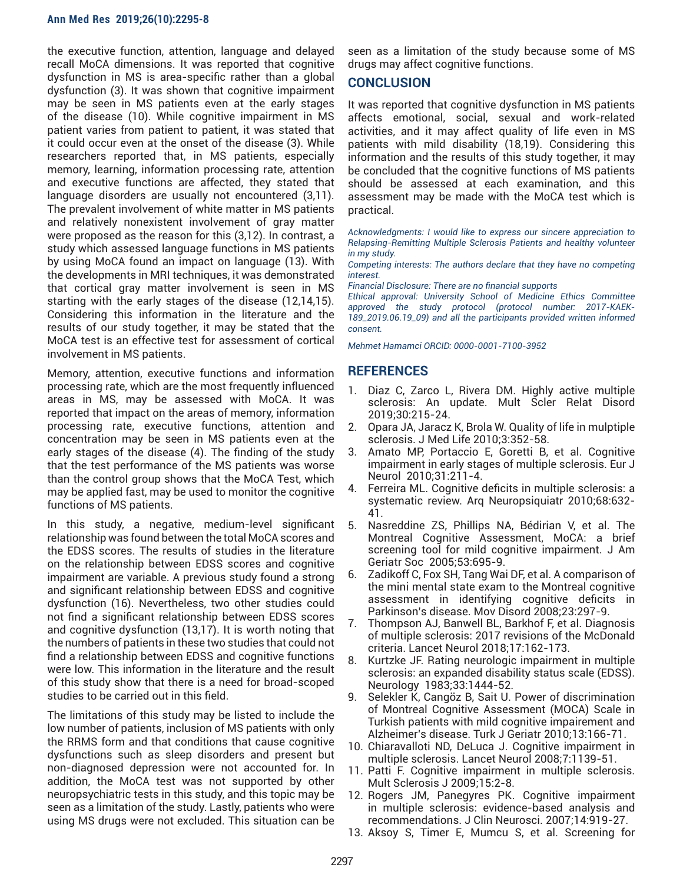the executive function, attention, language and delayed recall MoCA dimensions. It was reported that cognitive dysfunction in MS is area-specific rather than a global dysfunction (3). It was shown that cognitive impairment may be seen in MS patients even at the early stages of the disease (10). While cognitive impairment in MS patient varies from patient to patient, it was stated that it could occur even at the onset of the disease (3). While researchers reported that, in MS patients, especially memory, learning, information processing rate, attention and executive functions are affected, they stated that language disorders are usually not encountered (3,11). The prevalent involvement of white matter in MS patients and relatively nonexistent involvement of gray matter were proposed as the reason for this (3,12). In contrast, a study which assessed language functions in MS patients by using MoCA found an impact on language (13). With the developments in MRI techniques, it was demonstrated that cortical gray matter involvement is seen in MS starting with the early stages of the disease (12,14,15). Considering this information in the literature and the results of our study together, it may be stated that the MoCA test is an effective test for assessment of cortical involvement in MS patients.

Memory, attention, executive functions and information processing rate, which are the most frequently influenced areas in MS, may be assessed with MoCA. It was reported that impact on the areas of memory, information processing rate, executive functions, attention and concentration may be seen in MS patients even at the early stages of the disease (4). The finding of the study that the test performance of the MS patients was worse than the control group shows that the MoCA Test, which may be applied fast, may be used to monitor the cognitive functions of MS patients.

In this study, a negative, medium-level significant relationship was found between the total MoCA scores and the EDSS scores. The results of studies in the literature on the relationship between EDSS scores and cognitive impairment are variable. A previous study found a strong and significant relationship between EDSS and cognitive dysfunction (16). Nevertheless, two other studies could not find a significant relationship between EDSS scores and cognitive dysfunction (13,17). It is worth noting that the numbers of patients in these two studies that could not find a relationship between EDSS and cognitive functions were low. This information in the literature and the result of this study show that there is a need for broad-scoped studies to be carried out in this field.

The limitations of this study may be listed to include the low number of patients, inclusion of MS patients with only the RRMS form and that conditions that cause cognitive dysfunctions such as sleep disorders and present but non-diagnosed depression were not accounted for. In addition, the MoCA test was not supported by other neuropsychiatric tests in this study, and this topic may be seen as a limitation of the study. Lastly, patients who were using MS drugs were not excluded. This situation can be seen as a limitation of the study because some of MS drugs may affect cognitive functions.

## CONCLUSION

It was reported that cognitive dysfunction in MS patients affects emotional, social, sexual and work-related activities, and it may affect quality of life even in MS patients with mild disability (18,19). Considering this information and the results of this study together, it may be concluded that the cognitive functions of MS patients should be assessed at each examination, and this assessment may be made with the MoCA test which is practical.

*Acknowledgments: I would like to express our sincere appreciation to Relapsing-Remitting Multiple Sclerosis Patients and healthy volunteer in my study.*

*Competing interests: The authors declare that they have no competing interest.*

*Financial Disclosure: There are no financial supports*

*Ethical approval: University School of Medicine Ethics Committee approved the study protocol (protocol number: 2017-KAEK-189_2019.06.19_09) and all the participants provided written informed consent.*

*Mehmet Hamamci ORCID: 0000-0001-7100-3952*

## REFERENCES

1. Diaz C, Zarco L, Rivera DM. Highly active multiple sclerosis: An update. Mult Scler Relat Disord 2019;30:215-24.
2. Opara JA, Jaracz K, Brola W. Quality of life in mulptiple sclerosis. J Med Life 2010;3:352-58.
3. Amato MP, Portaccio E, Goretti B, et al. Cognitive impairment in early stages of multiple sclerosis. Eur J Neurol 2010;31:211-4.
4. Ferreira ML. Cognitive deficits in multiple sclerosis: a systematic review. Arq Neuropsiquiatr 2010;68:632-41.
5. Nasreddine ZS, Phillips NA, Bédirian V, et al. The Montreal Cognitive Assessment, MoCA: a brief screening tool for mild cognitive impairment. J Am Geriatr Soc 2005;53:695-9.
6. Zadikoff C, Fox SH, Tang Wai DF, et al. A comparison of the mini mental state exam to the Montreal cognitive assessment in identifying cognitive deficits in Parkinson's disease. Mov Disord 2008;23:297-9.
7. Thompson AJ, Banwell BL, Barkhof F, et al. Diagnosis of multiple sclerosis: 2017 revisions of the McDonald criteria. Lancet Neurol 2018;17:162-173.
8. Kurtzke JF. Rating neurologic impairment in multiple sclerosis: an expanded disability status scale (EDSS). Neurology 1983;33:1444-52.
9. Selekler K, Cangöz B, Sait U. Power of discrimination of Montreal Cognitive Assessment (MOCA) Scale in Turkish patients with mild cognitive impairement and Alzheimer's disease. Turk J Geriatr 2010;13:166-71.
10. Chiaravalloti ND, DeLuca J. Cognitive impairment in multiple sclerosis. Lancet Neurol 2008;7:1139-51.
11. Patti F. Cognitive impairment in multiple sclerosis. Mult Sclerosis J 2009;15:2-8.
12. Rogers JM, Panegyres PK. Cognitive impairment in multiple sclerosis: evidence-based analysis and recommendations. J Clin Neurosci. 2007;14:919-27.
13. Aksoy S, Timer E, Mumcu S, et al. Screening for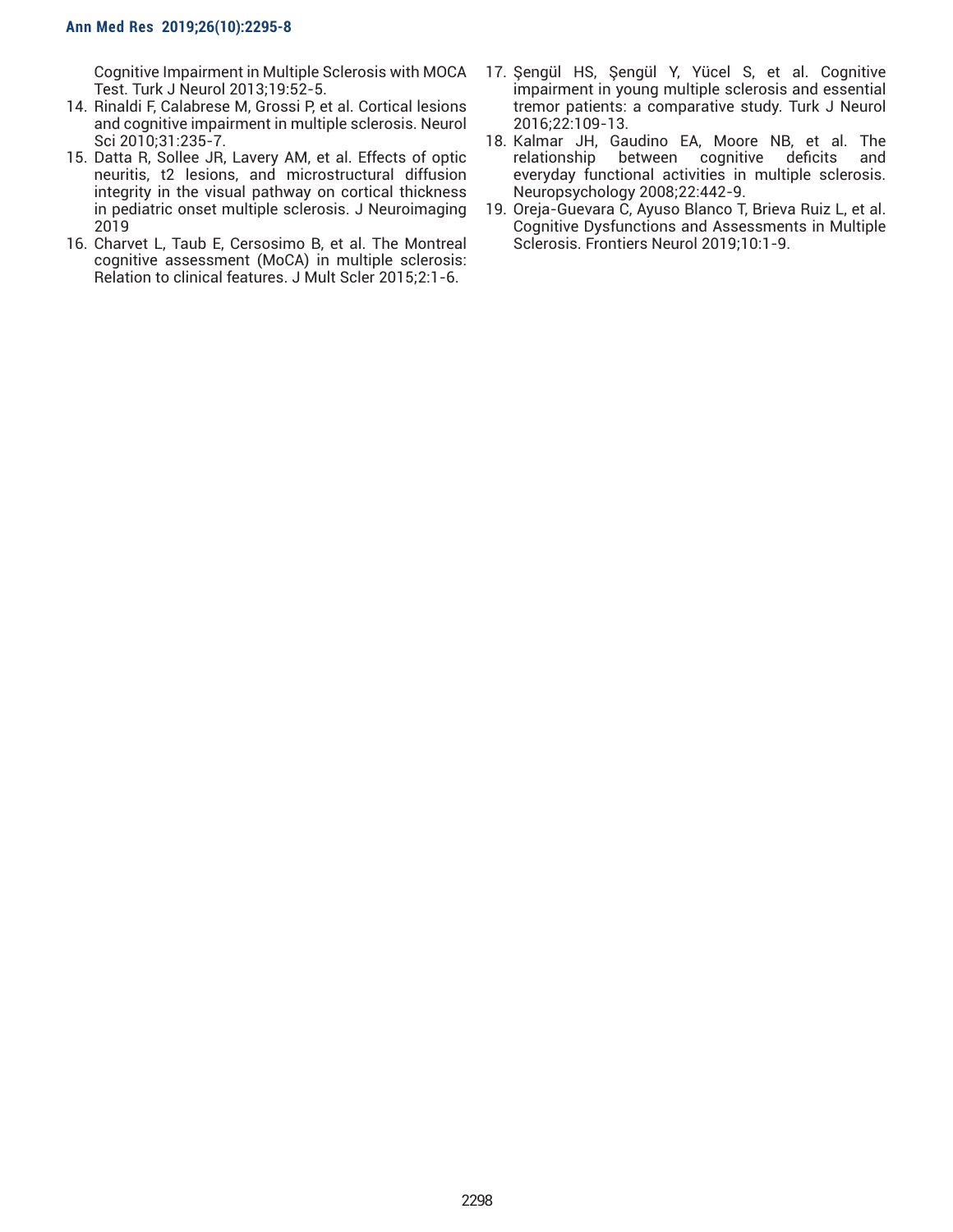Cognitive Impairment in Multiple Sclerosis with MOCA Test. Turk J Neurol 2013;19:52-5.

14. Rinaldi F, Calabrese M, Grossi P, et al. Cortical lesions and cognitive impairment in multiple sclerosis. Neurol Sci 2010;31:235-7.
15. Datta R, Sollee JR, Lavery AM, et al. Effects of optic neuritis, t2 lesions, and microstructural diffusion integrity in the visual pathway on cortical thickness in pediatric onset multiple sclerosis. J Neuroimaging 2019
16. Charvet L, Taub E, Cersosimo B, et al. The Montreal cognitive assessment (MoCA) in multiple sclerosis: Relation to clinical features. J Mult Scler 2015;2:1-6.
17. Şengül HS, Şengül Y, Yücel S, et al. Cognitive impairment in young multiple sclerosis and essential tremor patients: a comparative study. Turk J Neurol 2016;22:109-13.
18. Kalmar JH, Gaudino EA, Moore NB, et al. The relationship between cognitive deficits and everyday functional activities in multiple sclerosis. Neuropsychology 2008;22:442-9.
19. Oreja-Guevara C, Ayuso Blanco T, Brieva Ruiz L, et al. Cognitive Dysfunctions and Assessments in Multiple Sclerosis. Frontiers Neurol 2019;10:1-9.